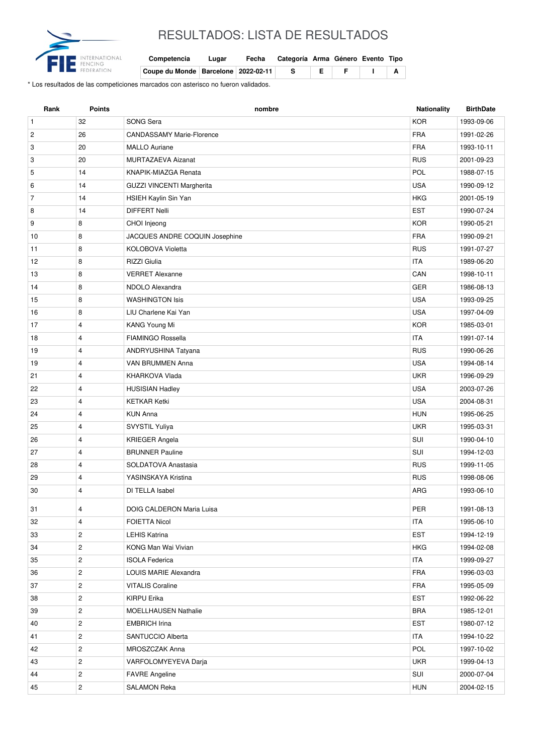# RESULTADOS: LISTA DE RESULTADOS

| Competencia | Lugar | Fecha | Categoría | Arma | Género | Evento | Tipo |
|---|---|---|---|---|---|---|---|
| Coupe du Monde | Barcelone | 2022-02-11 | S | E | F | I | A |

\* Los resultados de las competiciones marcados con asterisco no fueron validados.

| Rank | Points | nombre | Nationality | BirthDate |
|---|---|---|---|---|
| 1 | 32 | SONG Sera | KOR | 1993-09-06 |
| 2 | 26 | CANDASSAMY Marie-Florence | FRA | 1991-02-26 |
| 3 | 20 | MALLO Auriane | FRA | 1993-10-11 |
| 3 | 20 | MURTAZAEVA Aizanat | RUS | 2001-09-23 |
| 5 | 14 | KNAPIK-MIAZGA Renata | POL | 1988-07-15 |
| 6 | 14 | GUZZI VINCENTI Margherita | USA | 1990-09-12 |
| 7 | 14 | HSIEH Kaylin Sin Yan | HKG | 2001-05-19 |
| 8 | 14 | DIFFERT Nelli | EST | 1990-07-24 |
| 9 | 8 | CHOI Injeong | KOR | 1990-05-21 |
| 10 | 8 | JACQUES ANDRE COQUIN Josephine | FRA | 1990-09-21 |
| 11 | 8 | KOLOBOVA Violetta | RUS | 1991-07-27 |
| 12 | 8 | RIZZI Giulia | ITA | 1989-06-20 |
| 13 | 8 | VERRET Alexanne | CAN | 1998-10-11 |
| 14 | 8 | NDOLO Alexandra | GER | 1986-08-13 |
| 15 | 8 | WASHINGTON Isis | USA | 1993-09-25 |
| 16 | 8 | LIU Charlene Kai Yan | USA | 1997-04-09 |
| 17 | 4 | KANG Young Mi | KOR | 1985-03-01 |
| 18 | 4 | FIAMINGO Rossella | ITA | 1991-07-14 |
| 19 | 4 | ANDRYUSHINA Tatyana | RUS | 1990-06-26 |
| 19 | 4 | VAN BRUMMEN Anna | USA | 1994-08-14 |
| 21 | 4 | KHARKOVA Vlada | UKR | 1996-09-29 |
| 22 | 4 | HUSISIAN Hadley | USA | 2003-07-26 |
| 23 | 4 | KETKAR Ketki | USA | 2004-08-31 |
| 24 | 4 | KUN Anna | HUN | 1995-06-25 |
| 25 | 4 | SVYSTIL Yuliya | UKR | 1995-03-31 |
| 26 | 4 | KRIEGER Angela | SUI | 1990-04-10 |
| 27 | 4 | BRUNNER Pauline | SUI | 1994-12-03 |
| 28 | 4 | SOLDATOVA Anastasia | RUS | 1999-11-05 |
| 29 | 4 | YASINSKAYA Kristina | RUS | 1998-08-06 |
| 30 | 4 | DI TELLA Isabel | ARG | 1993-06-10 |
| 31 | 4 | DOIG CALDERON Maria Luisa | PER | 1991-08-13 |
| 32 | 4 | FOIETTA Nicol | ITA | 1995-06-10 |
| 33 | 2 | LEHIS Katrina | EST | 1994-12-19 |
| 34 | 2 | KONG Man Wai Vivian | HKG | 1994-02-08 |
| 35 | 2 | ISOLA Federica | ITA | 1999-09-27 |
| 36 | 2 | LOUIS MARIE Alexandra | FRA | 1996-03-03 |
| 37 | 2 | VITALIS Coraline | FRA | 1995-05-09 |
| 38 | 2 | KIRPU Erika | EST | 1992-06-22 |
| 39 | 2 | MOELLHAUSEN Nathalie | BRA | 1985-12-01 |
| 40 | 2 | EMBRICH Irina | EST | 1980-07-12 |
| 41 | 2 | SANTUCCIO Alberta | ITA | 1994-10-22 |
| 42 | 2 | MROSZCZAK Anna | POL | 1997-10-02 |
| 43 | 2 | VARFOLOMYEYEVA Darja | UKR | 1999-04-13 |
| 44 | 2 | FAVRE Angeline | SUI | 2000-07-04 |
| 45 | 2 | SALAMON Reka | HUN | 2004-02-15 |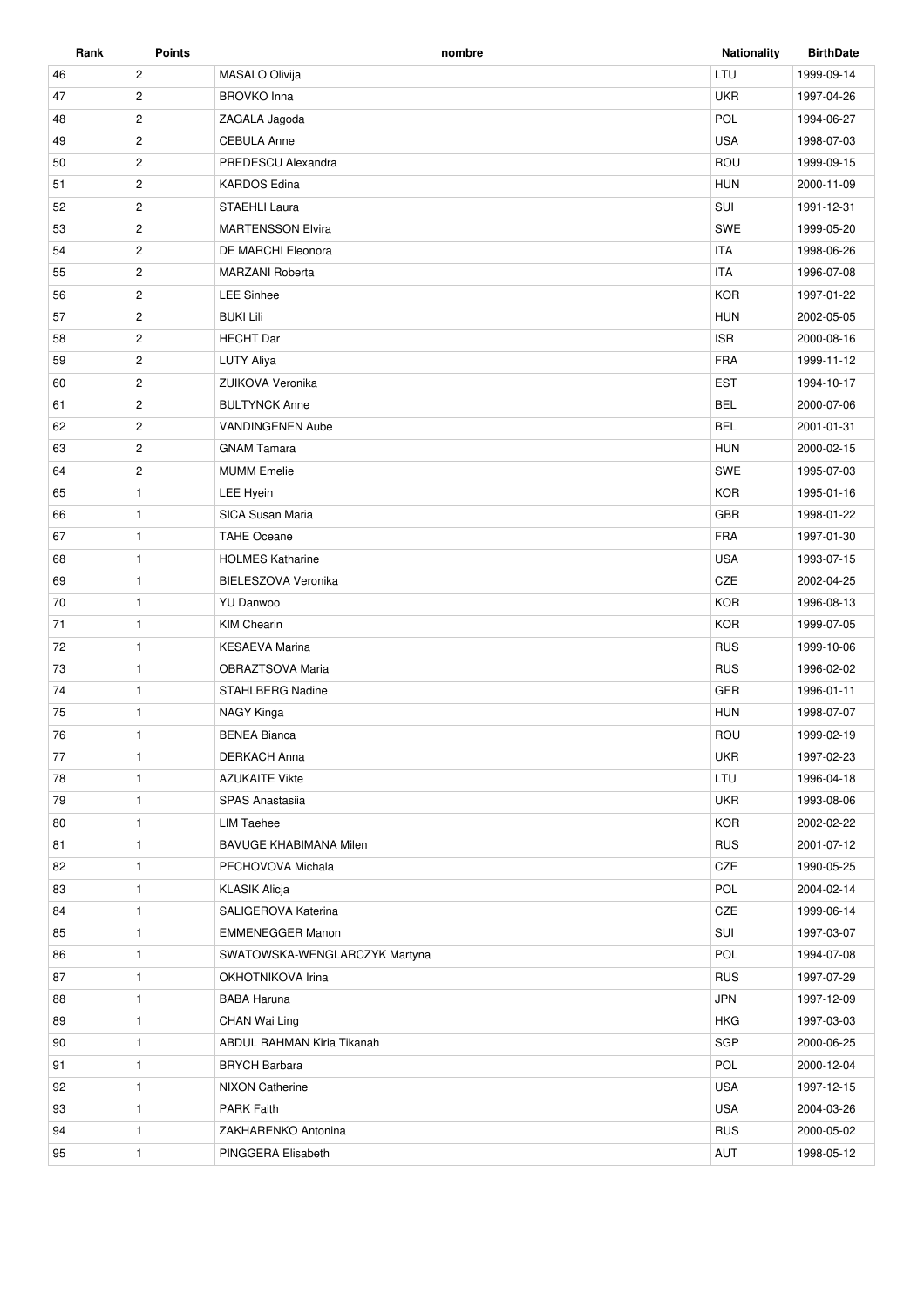| Rank | Points | nombre | Nationality | BirthDate |
| --- | --- | --- | --- | --- |
| 46 | 2 | MASALO Olivija | LTU | 1999-09-14 |
| 47 | 2 | BROVKO Inna | UKR | 1997-04-26 |
| 48 | 2 | ZAGALA Jagoda | POL | 1994-06-27 |
| 49 | 2 | CEBULA Anne | USA | 1998-07-03 |
| 50 | 2 | PREDESCU Alexandra | ROU | 1999-09-15 |
| 51 | 2 | KARDOS Edina | HUN | 2000-11-09 |
| 52 | 2 | STAEHLI Laura | SUI | 1991-12-31 |
| 53 | 2 | MARTENSSON Elvira | SWE | 1999-05-20 |
| 54 | 2 | DE MARCHI Eleonora | ITA | 1998-06-26 |
| 55 | 2 | MARZANI Roberta | ITA | 1996-07-08 |
| 56 | 2 | LEE Sinhee | KOR | 1997-01-22 |
| 57 | 2 | BUKI Lili | HUN | 2002-05-05 |
| 58 | 2 | HECHT Dar | ISR | 2000-08-16 |
| 59 | 2 | LUTY Aliya | FRA | 1999-11-12 |
| 60 | 2 | ZUIKOVA Veronika | EST | 1994-10-17 |
| 61 | 2 | BULTYNCK Anne | BEL | 2000-07-06 |
| 62 | 2 | VANDINGENEN Aube | BEL | 2001-01-31 |
| 63 | 2 | GNAM Tamara | HUN | 2000-02-15 |
| 64 | 2 | MUMM Emelie | SWE | 1995-07-03 |
| 65 | 1 | LEE Hyein | KOR | 1995-01-16 |
| 66 | 1 | SICA Susan Maria | GBR | 1998-01-22 |
| 67 | 1 | TAHE Oceane | FRA | 1997-01-30 |
| 68 | 1 | HOLMES Katharine | USA | 1993-07-15 |
| 69 | 1 | BIELESZOVA Veronika | CZE | 2002-04-25 |
| 70 | 1 | YU Danwoo | KOR | 1996-08-13 |
| 71 | 1 | KIM Chearin | KOR | 1999-07-05 |
| 72 | 1 | KESAEVA Marina | RUS | 1999-10-06 |
| 73 | 1 | OBRAZTSOVA Maria | RUS | 1996-02-02 |
| 74 | 1 | STAHLBERG Nadine | GER | 1996-01-11 |
| 75 | 1 | NAGY Kinga | HUN | 1998-07-07 |
| 76 | 1 | BENEA Bianca | ROU | 1999-02-19 |
| 77 | 1 | DERKACH Anna | UKR | 1997-02-23 |
| 78 | 1 | AZUKAITE Vikte | LTU | 1996-04-18 |
| 79 | 1 | SPAS Anastasiia | UKR | 1993-08-06 |
| 80 | 1 | LIM Taehee | KOR | 2002-02-22 |
| 81 | 1 | BAVUGE KHABIMANA Milen | RUS | 2001-07-12 |
| 82 | 1 | PECHOVOVA Michala | CZE | 1990-05-25 |
| 83 | 1 | KLASIK Alicja | POL | 2004-02-14 |
| 84 | 1 | SALIGEROVA Katerina | CZE | 1999-06-14 |
| 85 | 1 | EMMENEGGER Manon | SUI | 1997-03-07 |
| 86 | 1 | SWATOWSKA-WENGLARCZYK Martyna | POL | 1994-07-08 |
| 87 | 1 | OKHOTNIKOVA Irina | RUS | 1997-07-29 |
| 88 | 1 | BABA Haruna | JPN | 1997-12-09 |
| 89 | 1 | CHAN Wai Ling | HKG | 1997-03-03 |
| 90 | 1 | ABDUL RAHMAN Kiria Tikanah | SGP | 2000-06-25 |
| 91 | 1 | BRYCH Barbara | POL | 2000-12-04 |
| 92 | 1 | NIXON Catherine | USA | 1997-12-15 |
| 93 | 1 | PARK Faith | USA | 2004-03-26 |
| 94 | 1 | ZAKHARENKO Antonina | RUS | 2000-05-02 |
| 95 | 1 | PINGGERA Elisabeth | AUT | 1998-05-12 |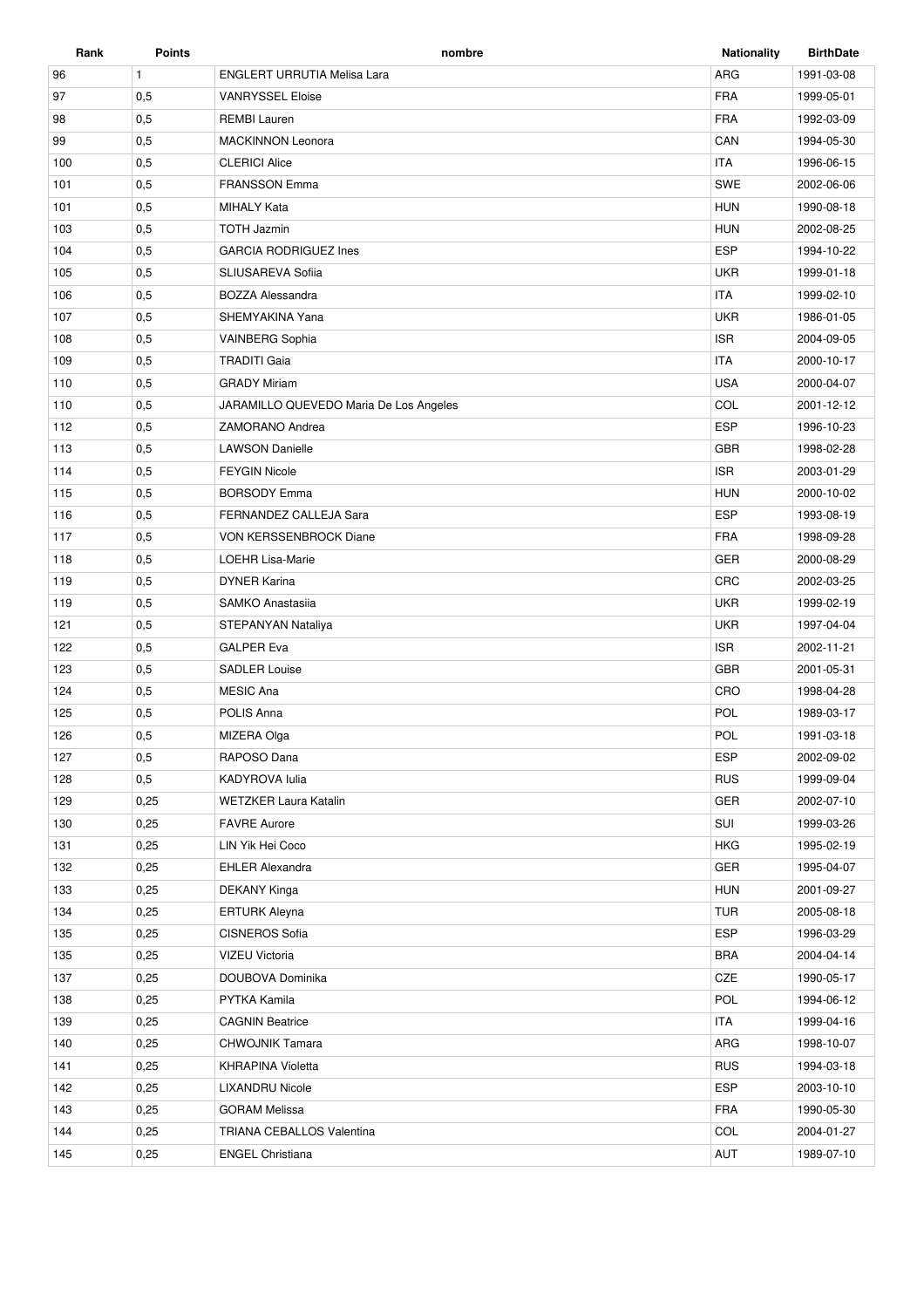| Rank | Points | nombre | Nationality | BirthDate |
| --- | --- | --- | --- | --- |
| 96 | 1 | ENGLERT URRUTIA Melisa Lara | ARG | 1991-03-08 |
| 97 | 0,5 | VANRYSSEL Eloise | FRA | 1999-05-01 |
| 98 | 0,5 | REMBI Lauren | FRA | 1992-03-09 |
| 99 | 0,5 | MACKINNON Leonora | CAN | 1994-05-30 |
| 100 | 0,5 | CLERICI Alice | ITA | 1996-06-15 |
| 101 | 0,5 | FRANSSON Emma | SWE | 2002-06-06 |
| 101 | 0,5 | MIHALY Kata | HUN | 1990-08-18 |
| 103 | 0,5 | TOTH Jazmin | HUN | 2002-08-25 |
| 104 | 0,5 | GARCIA RODRIGUEZ Ines | ESP | 1994-10-22 |
| 105 | 0,5 | SLIUSAREVA Sofiia | UKR | 1999-01-18 |
| 106 | 0,5 | BOZZA Alessandra | ITA | 1999-02-10 |
| 107 | 0,5 | SHEMYAKINA Yana | UKR | 1986-01-05 |
| 108 | 0,5 | VAINBERG Sophia | ISR | 2004-09-05 |
| 109 | 0,5 | TRADITI Gaia | ITA | 2000-10-17 |
| 110 | 0,5 | GRADY Miriam | USA | 2000-04-07 |
| 110 | 0,5 | JARAMILLO QUEVEDO Maria De Los Angeles | COL | 2001-12-12 |
| 112 | 0,5 | ZAMORANO Andrea | ESP | 1996-10-23 |
| 113 | 0,5 | LAWSON Danielle | GBR | 1998-02-28 |
| 114 | 0,5 | FEYGIN Nicole | ISR | 2003-01-29 |
| 115 | 0,5 | BORSODY Emma | HUN | 2000-10-02 |
| 116 | 0,5 | FERNANDEZ CALLEJA Sara | ESP | 1993-08-19 |
| 117 | 0,5 | VON KERSSENBROCK Diane | FRA | 1998-09-28 |
| 118 | 0,5 | LOEHR Lisa-Marie | GER | 2000-08-29 |
| 119 | 0,5 | DYNER Karina | CRC | 2002-03-25 |
| 119 | 0,5 | SAMKO Anastasiia | UKR | 1999-02-19 |
| 121 | 0,5 | STEPANYAN Nataliya | UKR | 1997-04-04 |
| 122 | 0,5 | GALPER Eva | ISR | 2002-11-21 |
| 123 | 0,5 | SADLER Louise | GBR | 2001-05-31 |
| 124 | 0,5 | MESIC Ana | CRO | 1998-04-28 |
| 125 | 0,5 | POLIS Anna | POL | 1989-03-17 |
| 126 | 0,5 | MIZERA Olga | POL | 1991-03-18 |
| 127 | 0,5 | RAPOSO Dana | ESP | 2002-09-02 |
| 128 | 0,5 | KADYROVA Iulia | RUS | 1999-09-04 |
| 129 | 0,25 | WETZKER Laura Katalin | GER | 2002-07-10 |
| 130 | 0,25 | FAVRE Aurore | SUI | 1999-03-26 |
| 131 | 0,25 | LIN Yik Hei Coco | HKG | 1995-02-19 |
| 132 | 0,25 | EHLER Alexandra | GER | 1995-04-07 |
| 133 | 0,25 | DEKANY Kinga | HUN | 2001-09-27 |
| 134 | 0,25 | ERTURK Aleyna | TUR | 2005-08-18 |
| 135 | 0,25 | CISNEROS Sofia | ESP | 1996-03-29 |
| 135 | 0,25 | VIZEU Victoria | BRA | 2004-04-14 |
| 137 | 0,25 | DOUBOVA Dominika | CZE | 1990-05-17 |
| 138 | 0,25 | PYTKA Kamila | POL | 1994-06-12 |
| 139 | 0,25 | CAGNIN Beatrice | ITA | 1999-04-16 |
| 140 | 0,25 | CHWOJNIK Tamara | ARG | 1998-10-07 |
| 141 | 0,25 | KHRAPINA Violetta | RUS | 1994-03-18 |
| 142 | 0,25 | LIXANDRU Nicole | ESP | 2003-10-10 |
| 143 | 0,25 | GORAM Melissa | FRA | 1990-05-30 |
| 144 | 0,25 | TRIANA CEBALLOS Valentina | COL | 2004-01-27 |
| 145 | 0,25 | ENGEL Christiana | AUT | 1989-07-10 |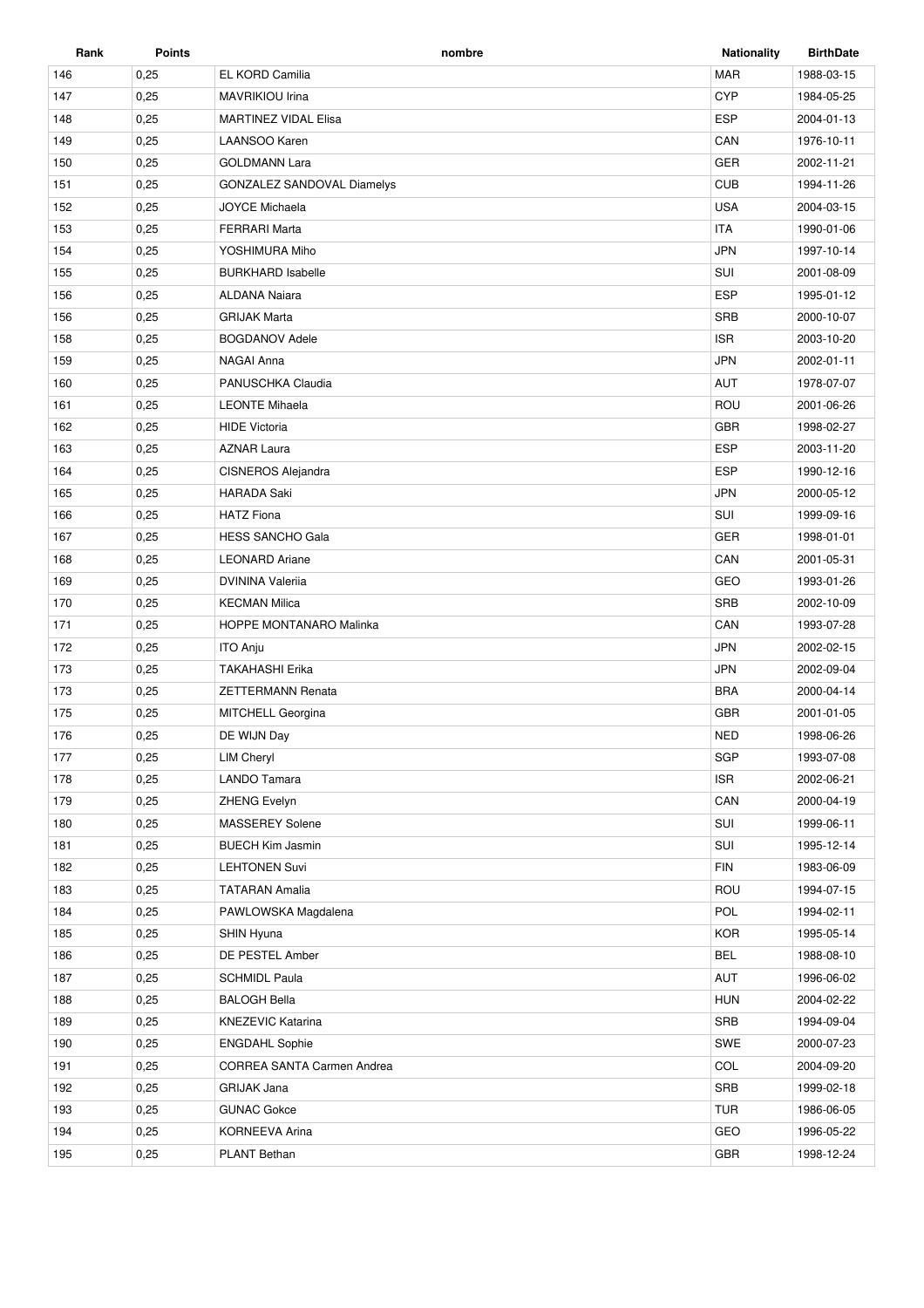| Rank | Points | nombre | Nationality | BirthDate |
| --- | --- | --- | --- | --- |
| 146 | 0,25 | EL KORD Camilia | MAR | 1988-03-15 |
| 147 | 0,25 | MAVRIKIOU Irina | CYP | 1984-05-25 |
| 148 | 0,25 | MARTINEZ VIDAL Elisa | ESP | 2004-01-13 |
| 149 | 0,25 | LAANSOO Karen | CAN | 1976-10-11 |
| 150 | 0,25 | GOLDMANN Lara | GER | 2002-11-21 |
| 151 | 0,25 | GONZALEZ SANDOVAL Diamelys | CUB | 1994-11-26 |
| 152 | 0,25 | JOYCE Michaela | USA | 2004-03-15 |
| 153 | 0,25 | FERRARI Marta | ITA | 1990-01-06 |
| 154 | 0,25 | YOSHIMURA Miho | JPN | 1997-10-14 |
| 155 | 0,25 | BURKHARD Isabelle | SUI | 2001-08-09 |
| 156 | 0,25 | ALDANA Naiara | ESP | 1995-01-12 |
| 156 | 0,25 | GRIJAK Marta | SRB | 2000-10-07 |
| 158 | 0,25 | BOGDANOV Adele | ISR | 2003-10-20 |
| 159 | 0,25 | NAGAI Anna | JPN | 2002-01-11 |
| 160 | 0,25 | PANUSCHKA Claudia | AUT | 1978-07-07 |
| 161 | 0,25 | LEONTE Mihaela | ROU | 2001-06-26 |
| 162 | 0,25 | HIDE Victoria | GBR | 1998-02-27 |
| 163 | 0,25 | AZNAR Laura | ESP | 2003-11-20 |
| 164 | 0,25 | CISNEROS Alejandra | ESP | 1990-12-16 |
| 165 | 0,25 | HARADA Saki | JPN | 2000-05-12 |
| 166 | 0,25 | HATZ Fiona | SUI | 1999-09-16 |
| 167 | 0,25 | HESS SANCHO Gala | GER | 1998-01-01 |
| 168 | 0,25 | LEONARD Ariane | CAN | 2001-05-31 |
| 169 | 0,25 | DVININA Valeriia | GEO | 1993-01-26 |
| 170 | 0,25 | KECMAN Milica | SRB | 2002-10-09 |
| 171 | 0,25 | HOPPE MONTANARO Malinka | CAN | 1993-07-28 |
| 172 | 0,25 | ITO Anju | JPN | 2002-02-15 |
| 173 | 0,25 | TAKAHASHI Erika | JPN | 2002-09-04 |
| 173 | 0,25 | ZETTERMANN Renata | BRA | 2000-04-14 |
| 175 | 0,25 | MITCHELL Georgina | GBR | 2001-01-05 |
| 176 | 0,25 | DE WIJN Day | NED | 1998-06-26 |
| 177 | 0,25 | LIM Cheryl | SGP | 1993-07-08 |
| 178 | 0,25 | LANDO Tamara | ISR | 2002-06-21 |
| 179 | 0,25 | ZHENG Evelyn | CAN | 2000-04-19 |
| 180 | 0,25 | MASSEREY Solene | SUI | 1999-06-11 |
| 181 | 0,25 | BUECH Kim Jasmin | SUI | 1995-12-14 |
| 182 | 0,25 | LEHTONEN Suvi | FIN | 1983-06-09 |
| 183 | 0,25 | TATARAN Amalia | ROU | 1994-07-15 |
| 184 | 0,25 | PAWLOWSKA Magdalena | POL | 1994-02-11 |
| 185 | 0,25 | SHIN Hyuna | KOR | 1995-05-14 |
| 186 | 0,25 | DE PESTEL Amber | BEL | 1988-08-10 |
| 187 | 0,25 | SCHMIDL Paula | AUT | 1996-06-02 |
| 188 | 0,25 | BALOGH Bella | HUN | 2004-02-22 |
| 189 | 0,25 | KNEZEVIC Katarina | SRB | 1994-09-04 |
| 190 | 0,25 | ENGDAHL Sophie | SWE | 2000-07-23 |
| 191 | 0,25 | CORREA SANTA Carmen Andrea | COL | 2004-09-20 |
| 192 | 0,25 | GRIJAK Jana | SRB | 1999-02-18 |
| 193 | 0,25 | GUNAC Gokce | TUR | 1986-06-05 |
| 194 | 0,25 | KORNEEVA Arina | GEO | 1996-05-22 |
| 195 | 0,25 | PLANT Bethan | GBR | 1998-12-24 |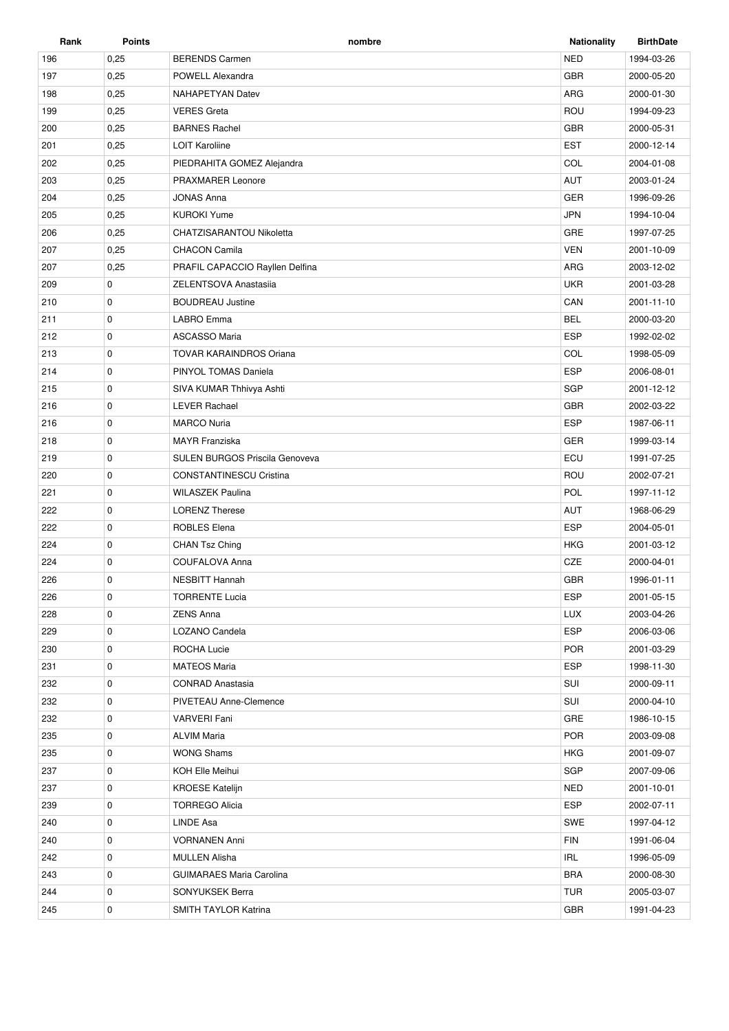| Rank | Points | nombre | Nationality | BirthDate |
| --- | --- | --- | --- | --- |
| 196 | 0,25 | BERENDS Carmen | NED | 1994-03-26 |
| 197 | 0,25 | POWELL Alexandra | GBR | 2000-05-20 |
| 198 | 0,25 | NAHAPETYAN Datev | ARG | 2000-01-30 |
| 199 | 0,25 | VERES Greta | ROU | 1994-09-23 |
| 200 | 0,25 | BARNES Rachel | GBR | 2000-05-31 |
| 201 | 0,25 | LOIT Karoliine | EST | 2000-12-14 |
| 202 | 0,25 | PIEDRAHITA GOMEZ Alejandra | COL | 2004-01-08 |
| 203 | 0,25 | PRAXMARER Leonore | AUT | 2003-01-24 |
| 204 | 0,25 | JONAS Anna | GER | 1996-09-26 |
| 205 | 0,25 | KUROKI Yume | JPN | 1994-10-04 |
| 206 | 0,25 | CHATZISARANTOU Nikoletta | GRE | 1997-07-25 |
| 207 | 0,25 | CHACON Camila | VEN | 2001-10-09 |
| 207 | 0,25 | PRAFIL CAPACCIO Rayllen Delfina | ARG | 2003-12-02 |
| 209 | 0 | ZELENTSOVA Anastasiia | UKR | 2001-03-28 |
| 210 | 0 | BOUDREAU Justine | CAN | 2001-11-10 |
| 211 | 0 | LABRO Emma | BEL | 2000-03-20 |
| 212 | 0 | ASCASSO Maria | ESP | 1992-02-02 |
| 213 | 0 | TOVAR KARAINDROS Oriana | COL | 1998-05-09 |
| 214 | 0 | PINYOL TOMAS Daniela | ESP | 2006-08-01 |
| 215 | 0 | SIVA KUMAR Thhivya Ashti | SGP | 2001-12-12 |
| 216 | 0 | LEVER Rachael | GBR | 2002-03-22 |
| 216 | 0 | MARCO Nuria | ESP | 1987-06-11 |
| 218 | 0 | MAYR Franziska | GER | 1999-03-14 |
| 219 | 0 | SULEN BURGOS Priscila Genoveva | ECU | 1991-07-25 |
| 220 | 0 | CONSTANTINESCU Cristina | ROU | 2002-07-21 |
| 221 | 0 | WILASZEK Paulina | POL | 1997-11-12 |
| 222 | 0 | LORENZ Therese | AUT | 1968-06-29 |
| 222 | 0 | ROBLES Elena | ESP | 2004-05-01 |
| 224 | 0 | CHAN Tsz Ching | HKG | 2001-03-12 |
| 224 | 0 | COUFALOVA Anna | CZE | 2000-04-01 |
| 226 | 0 | NESBITT Hannah | GBR | 1996-01-11 |
| 226 | 0 | TORRENTE Lucia | ESP | 2001-05-15 |
| 228 | 0 | ZENS Anna | LUX | 2003-04-26 |
| 229 | 0 | LOZANO Candela | ESP | 2006-03-06 |
| 230 | 0 | ROCHA Lucie | POR | 2001-03-29 |
| 231 | 0 | MATEOS Maria | ESP | 1998-11-30 |
| 232 | 0 | CONRAD Anastasia | SUI | 2000-09-11 |
| 232 | 0 | PIVETEAU Anne-Clemence | SUI | 2000-04-10 |
| 232 | 0 | VARVERI Fani | GRE | 1986-10-15 |
| 235 | 0 | ALVIM Maria | POR | 2003-09-08 |
| 235 | 0 | WONG Shams | HKG | 2001-09-07 |
| 237 | 0 | KOH Elle Meihui | SGP | 2007-09-06 |
| 237 | 0 | KROESE Katelijn | NED | 2001-10-01 |
| 239 | 0 | TORREGO Alicia | ESP | 2002-07-11 |
| 240 | 0 | LINDE Asa | SWE | 1997-04-12 |
| 240 | 0 | VORNANEN Anni | FIN | 1991-06-04 |
| 242 | 0 | MULLEN Alisha | IRL | 1996-05-09 |
| 243 | 0 | GUIMARAES Maria Carolina | BRA | 2000-08-30 |
| 244 | 0 | SONYUKSEK Berra | TUR | 2005-03-07 |
| 245 | 0 | SMITH TAYLOR Katrina | GBR | 1991-04-23 |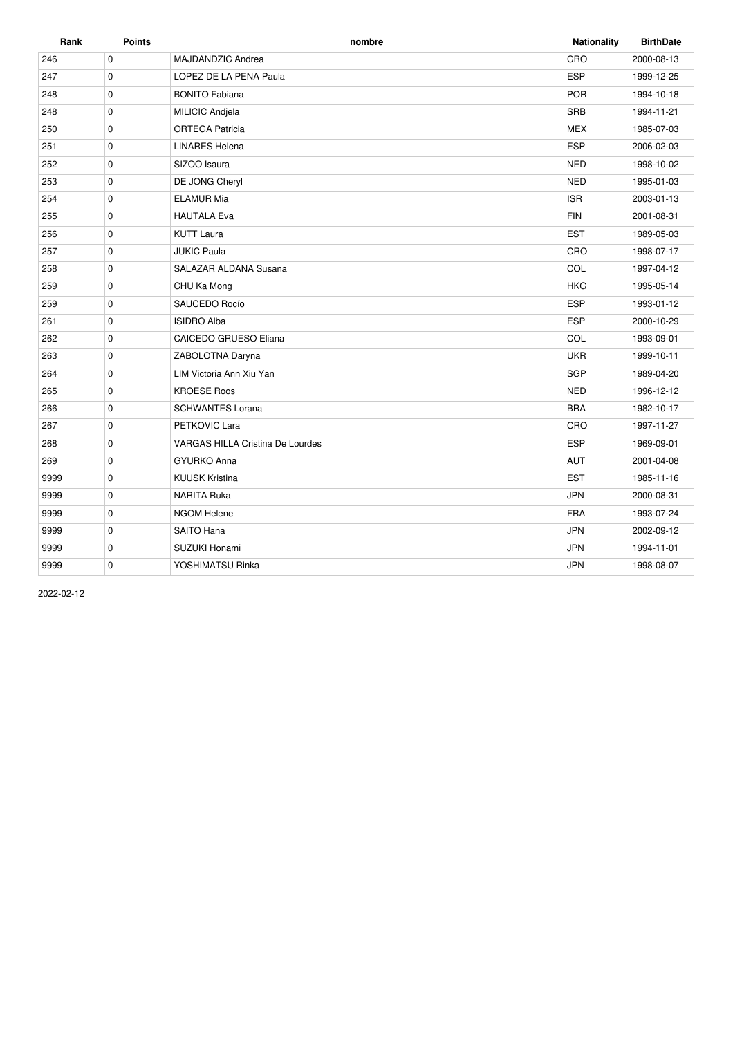| Rank | Points | nombre | Nationality | BirthDate |
| --- | --- | --- | --- | --- |
| 246 | 0 | MAJDANDZIC Andrea | CRO | 2000-08-13 |
| 247 | 0 | LOPEZ DE LA PENA Paula | ESP | 1999-12-25 |
| 248 | 0 | BONITO Fabiana | POR | 1994-10-18 |
| 248 | 0 | MILICIC Andjela | SRB | 1994-11-21 |
| 250 | 0 | ORTEGA Patricia | MEX | 1985-07-03 |
| 251 | 0 | LINARES Helena | ESP | 2006-02-03 |
| 252 | 0 | SIZOO Isaura | NED | 1998-10-02 |
| 253 | 0 | DE JONG Cheryl | NED | 1995-01-03 |
| 254 | 0 | ELAMUR Mia | ISR | 2003-01-13 |
| 255 | 0 | HAUTALA Eva | FIN | 2001-08-31 |
| 256 | 0 | KUTT Laura | EST | 1989-05-03 |
| 257 | 0 | JUKIC Paula | CRO | 1998-07-17 |
| 258 | 0 | SALAZAR ALDANA Susana | COL | 1997-04-12 |
| 259 | 0 | CHU Ka Mong | HKG | 1995-05-14 |
| 259 | 0 | SAUCEDO Rocío | ESP | 1993-01-12 |
| 261 | 0 | ISIDRO Alba | ESP | 2000-10-29 |
| 262 | 0 | CAICEDO GRUESO Eliana | COL | 1993-09-01 |
| 263 | 0 | ZABOLOTNA Daryna | UKR | 1999-10-11 |
| 264 | 0 | LIM Victoria Ann Xiu Yan | SGP | 1989-04-20 |
| 265 | 0 | KROESE Roos | NED | 1996-12-12 |
| 266 | 0 | SCHWANTES Lorana | BRA | 1982-10-17 |
| 267 | 0 | PETKOVIC Lara | CRO | 1997-11-27 |
| 268 | 0 | VARGAS HILLA Cristina De Lourdes | ESP | 1969-09-01 |
| 269 | 0 | GYURKO Anna | AUT | 2001-04-08 |
| 9999 | 0 | KUUSK Kristina | EST | 1985-11-16 |
| 9999 | 0 | NARITA Ruka | JPN | 2000-08-31 |
| 9999 | 0 | NGOM Helene | FRA | 1993-07-24 |
| 9999 | 0 | SAITO Hana | JPN | 2002-09-12 |
| 9999 | 0 | SUZUKI Honami | JPN | 1994-11-01 |
| 9999 | 0 | YOSHIMATSU Rinka | JPN | 1998-08-07 |

2022-02-12